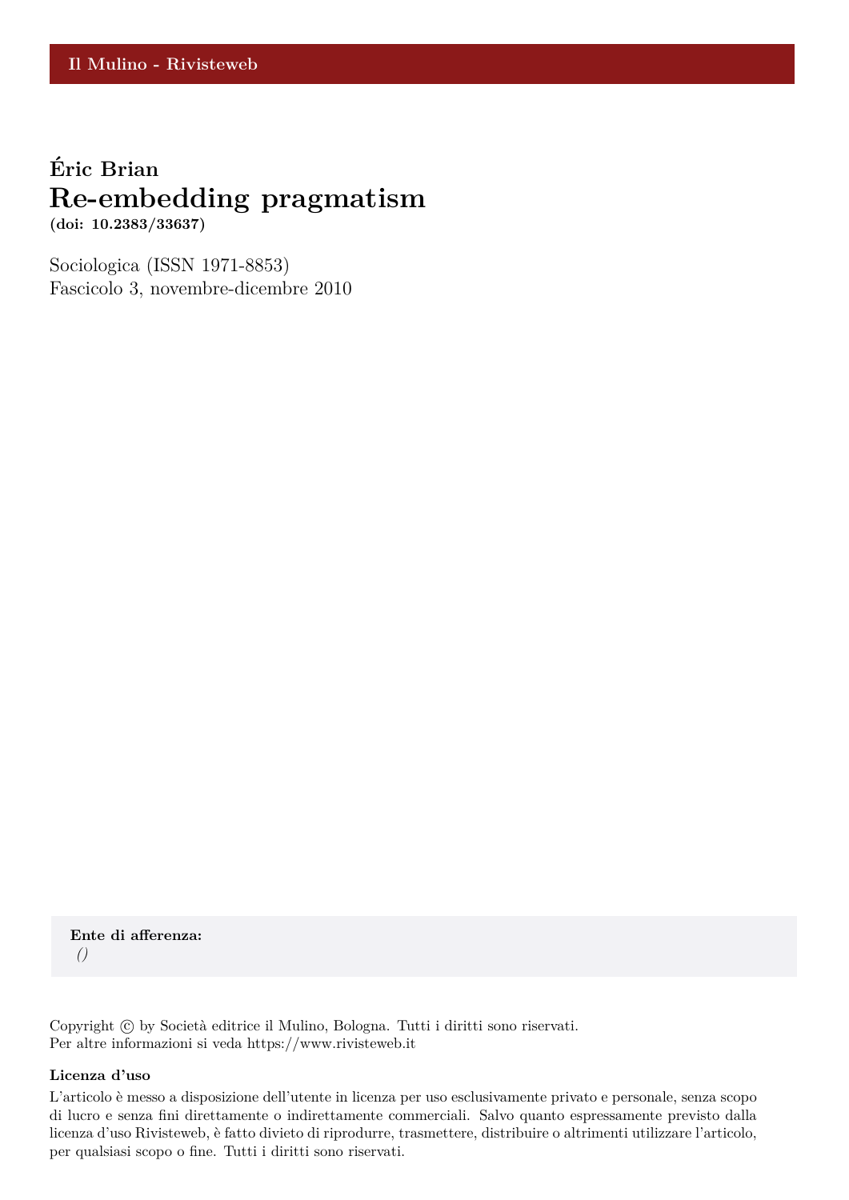Il Mulino - Rivisteweb

**Éric Brian**

# Re-embedding pragmatism

**(doi: 10.2383/33637)**

Sociologica (ISSN 1971-8853)
Fascicolo 3, novembre-dicembre 2010

**Ente di afferenza:**
*()*

Copyright © by Società editrice il Mulino, Bologna. Tutti i diritti sono riservati.
Per altre informazioni si veda https://www.rivisteweb.it

**Licenza d'uso**

L'articolo è messo a disposizione dell'utente in licenza per uso esclusivamente privato e personale, senza scopo di lucro e senza fini direttamente o indirettamente commerciali. Salvo quanto espressamente previsto dalla licenza d'uso Rivisteweb, è fatto divieto di riprodurre, trasmettere, distribuire o altrimenti utilizzare l'articolo, per qualsiasi scopo o fine. Tutti i diritti sono riservati.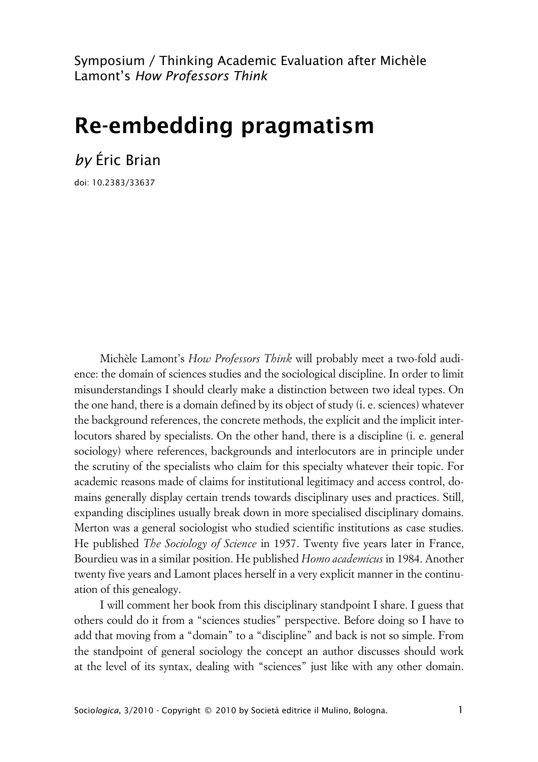Symposium / Thinking Academic Evaluation after Michèle Lamont's *How Professors Think*

# Re-embedding pragmatism

*by* Éric Brian

doi: 10.2383/33637

Michèle Lamont's *How Professors Think* will probably meet a two-fold audience: the domain of sciences studies and the sociological discipline. In order to limit misunderstandings I should clearly make a distinction between two ideal types. On the one hand, there is a domain defined by its object of study (i. e. sciences) whatever the background references, the concrete methods, the explicit and the implicit interlocutors shared by specialists. On the other hand, there is a discipline (i. e. general sociology) where references, backgrounds and interlocutors are in principle under the scrutiny of the specialists who claim for this specialty whatever their topic. For academic reasons made of claims for institutional legitimacy and access control, domains generally display certain trends towards disciplinary uses and practices. Still, expanding disciplines usually break down in more specialised disciplinary domains. Merton was a general sociologist who studied scientific institutions as case studies. He published *The Sociology of Science* in 1957. Twenty five years later in France, Bourdieu was in a similar position. He published *Homo academicus* in 1984. Another twenty five years and Lamont places herself in a very explicit manner in the continuation of this genealogy.

I will comment her book from this disciplinary standpoint I share. I guess that others could do it from a "sciences studies" perspective. Before doing so I have to add that moving from a "domain" to a "discipline" and back is not so simple. From the standpoint of general sociology the concept an author discusses should work at the level of its syntax, dealing with "sciences" just like with any other domain.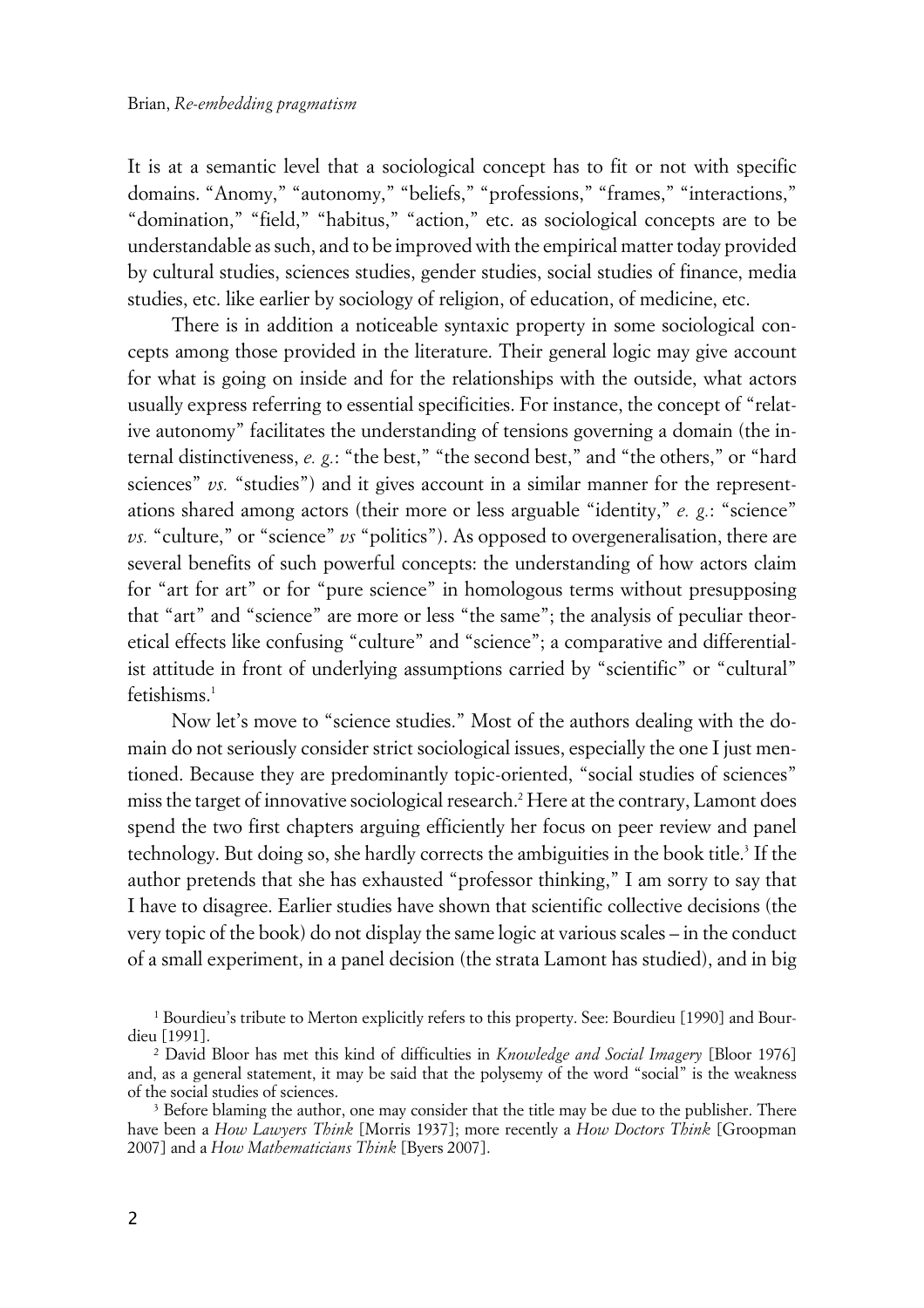It is at a semantic level that a sociological concept has to fit or not with specific domains. "Anomy," "autonomy," "beliefs," "professions," "frames," "interactions," "domination," "field," "habitus," "action," etc. as sociological concepts are to be understandable as such, and to be improved with the empirical matter today provided by cultural studies, sciences studies, gender studies, social studies of finance, media studies, etc. like earlier by sociology of religion, of education, of medicine, etc.

There is in addition a noticeable syntaxic property in some sociological concepts among those provided in the literature. Their general logic may give account for what is going on inside and for the relationships with the outside, what actors usually express referring to essential specificities. For instance, the concept of "relative autonomy" facilitates the understanding of tensions governing a domain (the internal distinctiveness, *e. g.*: "the best," "the second best," and "the others," or "hard sciences" *vs.* "studies") and it gives account in a similar manner for the representations shared among actors (their more or less arguable "identity," *e. g.*: "science" *vs.* "culture," or "science" *vs* "politics"). As opposed to overgeneralisation, there are several benefits of such powerful concepts: the understanding of how actors claim for "art for art" or for "pure science" in homologous terms without presupposing that "art" and "science" are more or less "the same"; the analysis of peculiar theoretical effects like confusing "culture" and "science"; a comparative and differentialist attitude in front of underlying assumptions carried by "scientific" or "cultural" fetishisms.[1]

Now let's move to "science studies." Most of the authors dealing with the domain do not seriously consider strict sociological issues, especially the one I just mentioned. Because they are predominantly topic-oriented, "social studies of sciences" miss the target of innovative sociological research.[2] Here at the contrary, Lamont does spend the two first chapters arguing efficiently her focus on peer review and panel technology. But doing so, she hardly corrects the ambiguities in the book title.[3] If the author pretends that she has exhausted "professor thinking," I am sorry to say that I have to disagree. Earlier studies have shown that scientific collective decisions (the very topic of the book) do not display the same logic at various scales – in the conduct of a small experiment, in a panel decision (the strata Lamont has studied), and in big

---

[1] Bourdieu's tribute to Merton explicitly refers to this property. See: Bourdieu [1990] and Bourdieu [1991].

[2] David Bloor has met this kind of difficulties in *Knowledge and Social Imagery* [Bloor 1976] and, as a general statement, it may be said that the polysemy of the word "social" is the weakness of the social studies of sciences.

[3] Before blaming the author, one may consider that the title may be due to the publisher. There have been a *How Lawyers Think* [Morris 1937]; more recently a *How Doctors Think* [Groopman 2007] and a *How Mathematicians Think* [Byers 2007].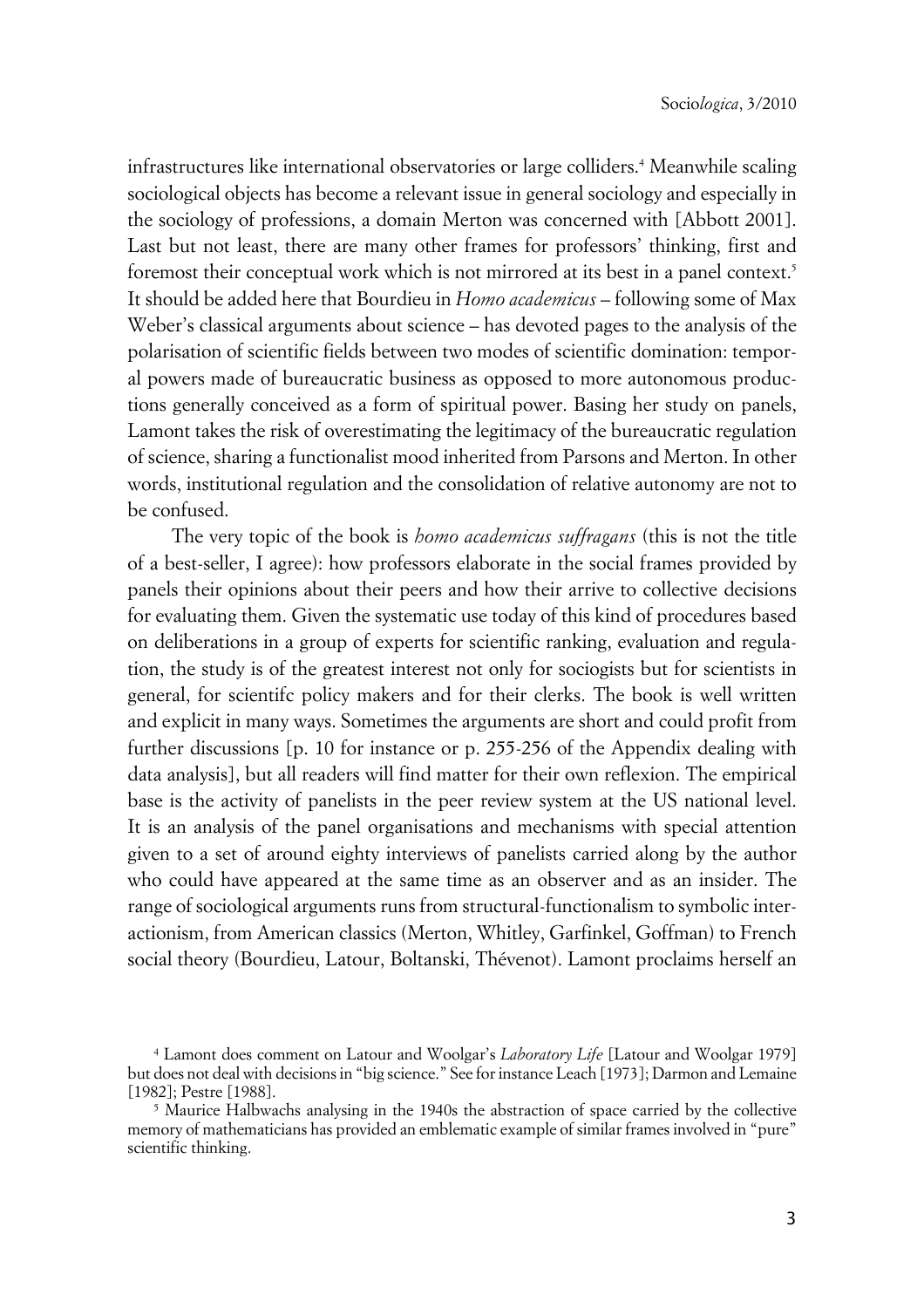infrastructures like international observatories or large colliders.[4] Meanwhile scaling sociological objects has become a relevant issue in general sociology and especially in the sociology of professions, a domain Merton was concerned with [Abbott 2001]. Last but not least, there are many other frames for professors' thinking, first and foremost their conceptual work which is not mirrored at its best in a panel context.[5] It should be added here that Bourdieu in *Homo academicus* – following some of Max Weber's classical arguments about science – has devoted pages to the analysis of the polarisation of scientific fields between two modes of scientific domination: temporal powers made of bureaucratic business as opposed to more autonomous productions generally conceived as a form of spiritual power. Basing her study on panels, Lamont takes the risk of overestimating the legitimacy of the bureaucratic regulation of science, sharing a functionalist mood inherited from Parsons and Merton. In other words, institutional regulation and the consolidation of relative autonomy are not to be confused.

The very topic of the book is *homo academicus suffragans* (this is not the title of a best-seller, I agree): how professors elaborate in the social frames provided by panels their opinions about their peers and how their arrive to collective decisions for evaluating them. Given the systematic use today of this kind of procedures based on deliberations in a group of experts for scientific ranking, evaluation and regulation, the study is of the greatest interest not only for sociogists but for scientists in general, for scientifc policy makers and for their clerks. The book is well written and explicit in many ways. Sometimes the arguments are short and could profit from further discussions [p. 10 for instance or p. 255-256 of the Appendix dealing with data analysis], but all readers will find matter for their own reflexion. The empirical base is the activity of panelists in the peer review system at the US national level. It is an analysis of the panel organisations and mechanisms with special attention given to a set of around eighty interviews of panelists carried along by the author who could have appeared at the same time as an observer and as an insider. The range of sociological arguments runs from structural-functionalism to symbolic interactionism, from American classics (Merton, Whitley, Garfinkel, Goffman) to French social theory (Bourdieu, Latour, Boltanski, Thévenot). Lamont proclaims herself an

[4] Lamont does comment on Latour and Woolgar's *Laboratory Life* [Latour and Woolgar 1979] but does not deal with decisions in "big science." See for instance Leach [1973]; Darmon and Lemaine [1982]; Pestre [1988].

[5] Maurice Halbwachs analysing in the 1940s the abstraction of space carried by the collective memory of mathematicians has provided an emblematic example of similar frames involved in "pure" scientific thinking.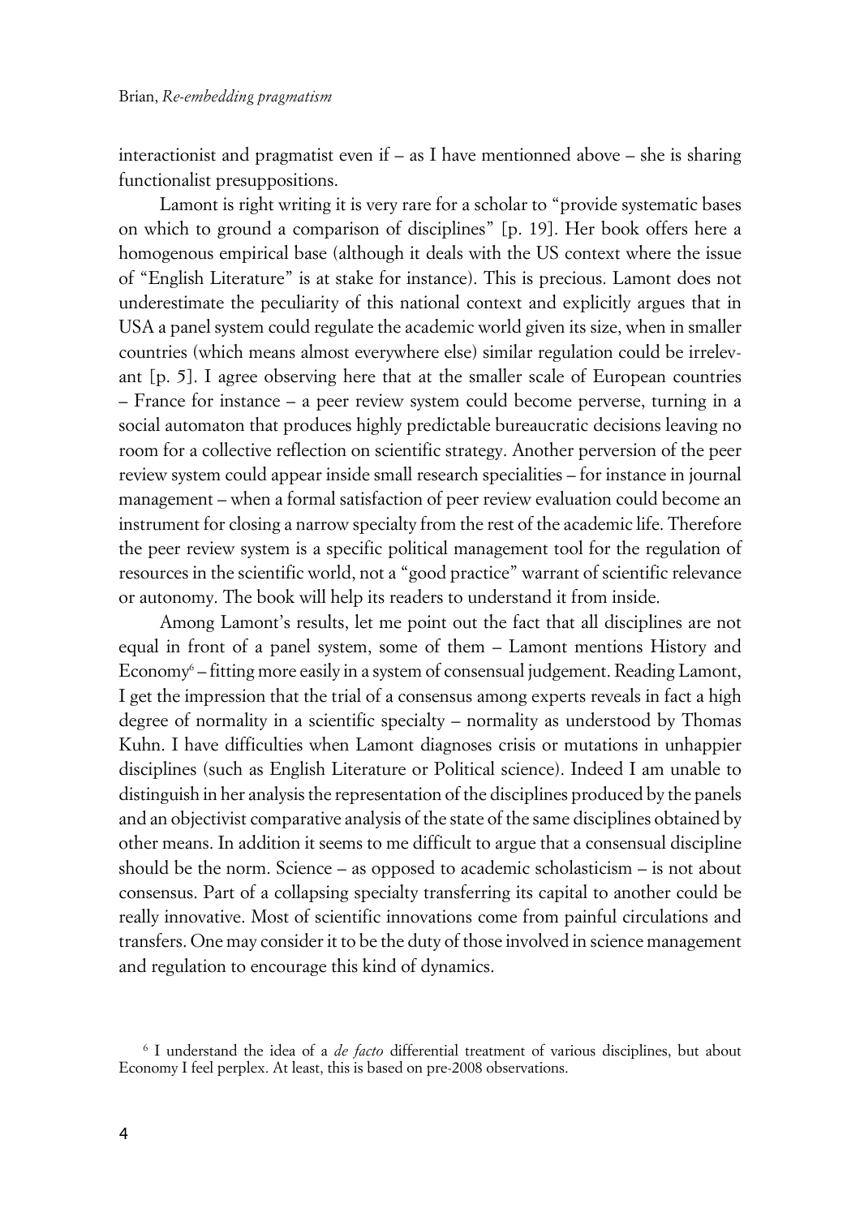interactionist and pragmatist even if – as I have mentionned above – she is sharing functionalist presuppositions.

Lamont is right writing it is very rare for a scholar to "provide systematic bases on which to ground a comparison of disciplines" [p. 19]. Her book offers here a homogenous empirical base (although it deals with the US context where the issue of "English Literature" is at stake for instance). This is precious. Lamont does not underestimate the peculiarity of this national context and explicitly argues that in USA a panel system could regulate the academic world given its size, when in smaller countries (which means almost everywhere else) similar regulation could be irrelevant [p. 5]. I agree observing here that at the smaller scale of European countries – France for instance – a peer review system could become perverse, turning in a social automaton that produces highly predictable bureaucratic decisions leaving no room for a collective reflection on scientific strategy. Another perversion of the peer review system could appear inside small research specialities – for instance in journal management – when a formal satisfaction of peer review evaluation could become an instrument for closing a narrow specialty from the rest of the academic life. Therefore the peer review system is a specific political management tool for the regulation of resources in the scientific world, not a "good practice" warrant of scientific relevance or autonomy. The book will help its readers to understand it from inside.

Among Lamont's results, let me point out the fact that all disciplines are not equal in front of a panel system, some of them – Lamont mentions History and Economy[6] – fitting more easily in a system of consensual judgement. Reading Lamont, I get the impression that the trial of a consensus among experts reveals in fact a high degree of normality in a scientific specialty – normality as understood by Thomas Kuhn. I have difficulties when Lamont diagnoses crisis or mutations in unhappier disciplines (such as English Literature or Political science). Indeed I am unable to distinguish in her analysis the representation of the disciplines produced by the panels and an objectivist comparative analysis of the state of the same disciplines obtained by other means. In addition it seems to me difficult to argue that a consensual discipline should be the norm. Science – as opposed to academic scholasticism – is not about consensus. Part of a collapsing specialty transferring its capital to another could be really innovative. Most of scientific innovations come from painful circulations and transfers. One may consider it to be the duty of those involved in science management and regulation to encourage this kind of dynamics.

[6] I understand the idea of a *de facto* differential treatment of various disciplines, but about Economy I feel perplex. At least, this is based on pre-2008 observations.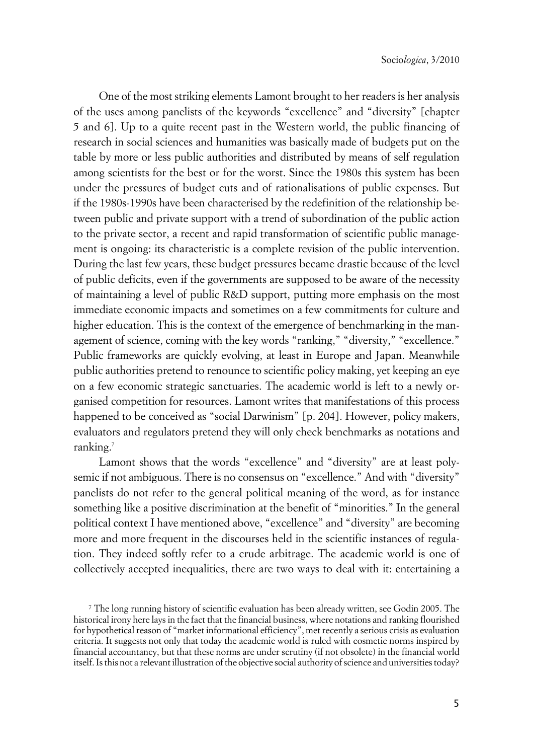One of the most striking elements Lamont brought to her readers is her analysis of the uses among panelists of the keywords "excellence" and "diversity" [chapter 5 and 6]. Up to a quite recent past in the Western world, the public financing of research in social sciences and humanities was basically made of budgets put on the table by more or less public authorities and distributed by means of self regulation among scientists for the best or for the worst. Since the 1980s this system has been under the pressures of budget cuts and of rationalisations of public expenses. But if the 1980s-1990s have been characterised by the redefinition of the relationship between public and private support with a trend of subordination of the public action to the private sector, a recent and rapid transformation of scientific public management is ongoing: its characteristic is a complete revision of the public intervention. During the last few years, these budget pressures became drastic because of the level of public deficits, even if the governments are supposed to be aware of the necessity of maintaining a level of public R&D support, putting more emphasis on the most immediate economic impacts and sometimes on a few commitments for culture and higher education. This is the context of the emergence of benchmarking in the management of science, coming with the key words "ranking," "diversity," "excellence." Public frameworks are quickly evolving, at least in Europe and Japan. Meanwhile public authorities pretend to renounce to scientific policy making, yet keeping an eye on a few economic strategic sanctuaries. The academic world is left to a newly organised competition for resources. Lamont writes that manifestations of this process happened to be conceived as "social Darwinism" [p. 204]. However, policy makers, evaluators and regulators pretend they will only check benchmarks as notations and ranking.[7]

Lamont shows that the words "excellence" and "diversity" are at least polysemic if not ambiguous. There is no consensus on "excellence." And with "diversity" panelists do not refer to the general political meaning of the word, as for instance something like a positive discrimination at the benefit of "minorities." In the general political context I have mentioned above, "excellence" and "diversity" are becoming more and more frequent in the discourses held in the scientific instances of regulation. They indeed softly refer to a crude arbitrage. The academic world is one of collectively accepted inequalities, there are two ways to deal with it: entertaining a

[7] The long running history of scientific evaluation has been already written, see Godin 2005. The historical irony here lays in the fact that the financial business, where notations and ranking flourished for hypothetical reason of "market informational efficiency", met recently a serious crisis as evaluation criteria. It suggests not only that today the academic world is ruled with cosmetic norms inspired by financial accountancy, but that these norms are under scrutiny (if not obsolete) in the financial world itself. Is this not a relevant illustration of the objective social authority of science and universities today?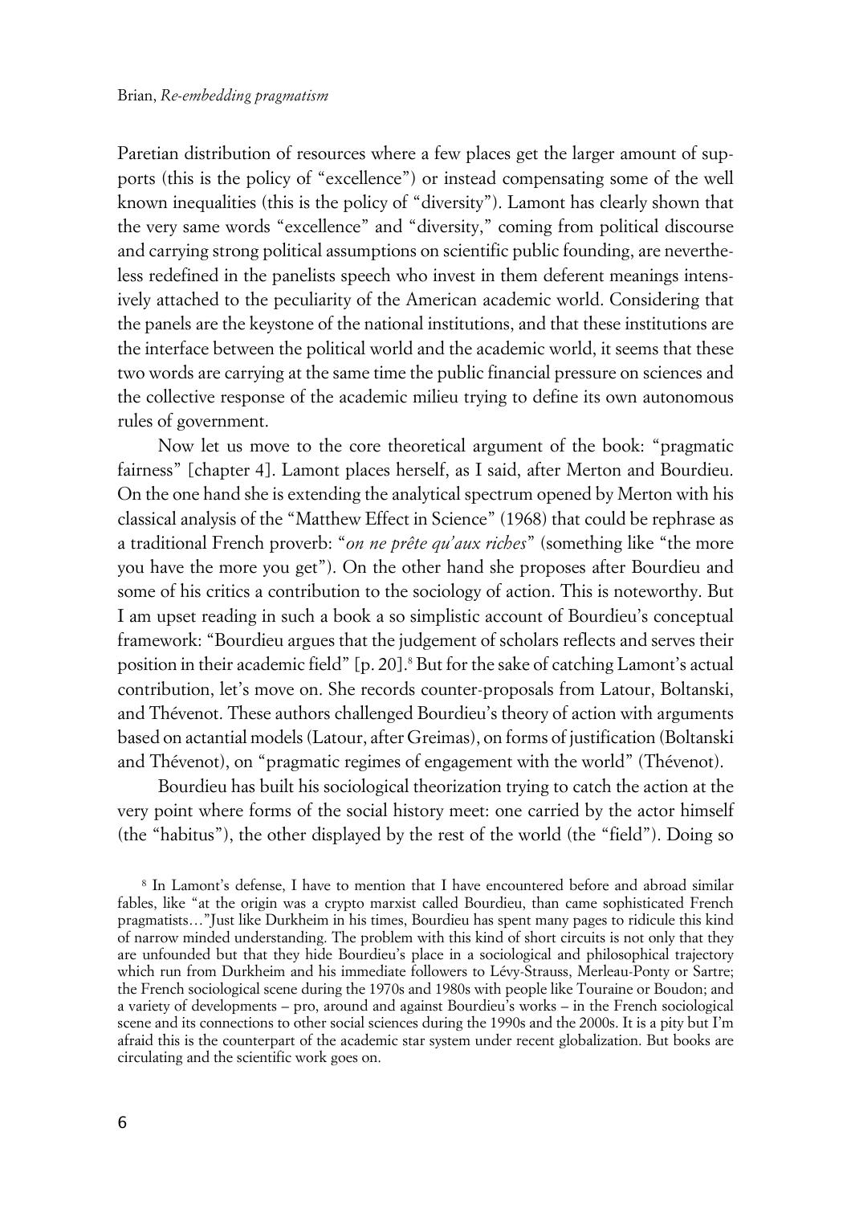Paretian distribution of resources where a few places get the larger amount of supports (this is the policy of "excellence") or instead compensating some of the well known inequalities (this is the policy of "diversity"). Lamont has clearly shown that the very same words "excellence" and "diversity," coming from political discourse and carrying strong political assumptions on scientific public founding, are nevertheless redefined in the panelists speech who invest in them deferent meanings intensively attached to the peculiarity of the American academic world. Considering that the panels are the keystone of the national institutions, and that these institutions are the interface between the political world and the academic world, it seems that these two words are carrying at the same time the public financial pressure on sciences and the collective response of the academic milieu trying to define its own autonomous rules of government.

Now let us move to the core theoretical argument of the book: "pragmatic fairness" [chapter 4]. Lamont places herself, as I said, after Merton and Bourdieu. On the one hand she is extending the analytical spectrum opened by Merton with his classical analysis of the "Matthew Effect in Science" (1968) that could be rephrase as a traditional French proverb: "*on ne prête qu'aux riches*" (something like "the more you have the more you get"). On the other hand she proposes after Bourdieu and some of his critics a contribution to the sociology of action. This is noteworthy. But I am upset reading in such a book a so simplistic account of Bourdieu's conceptual framework: "Bourdieu argues that the judgement of scholars reflects and serves their position in their academic field" [p. 20].[8] But for the sake of catching Lamont's actual contribution, let's move on. She records counter-proposals from Latour, Boltanski, and Thévenot. These authors challenged Bourdieu's theory of action with arguments based on actantial models (Latour, after Greimas), on forms of justification (Boltanski and Thévenot), on "pragmatic regimes of engagement with the world" (Thévenot).

Bourdieu has built his sociological theorization trying to catch the action at the very point where forms of the social history meet: one carried by the actor himself (the "habitus"), the other displayed by the rest of the world (the "field"). Doing so

[8] In Lamont's defense, I have to mention that I have encountered before and abroad similar fables, like "at the origin was a crypto marxist called Bourdieu, than came sophisticated French pragmatists…"Just like Durkheim in his times, Bourdieu has spent many pages to ridicule this kind of narrow minded understanding. The problem with this kind of short circuits is not only that they are unfounded but that they hide Bourdieu's place in a sociological and philosophical trajectory which run from Durkheim and his immediate followers to Lévy-Strauss, Merleau-Ponty or Sartre; the French sociological scene during the 1970s and 1980s with people like Touraine or Boudon; and a variety of developments – pro, around and against Bourdieu's works – in the French sociological scene and its connections to other social sciences during the 1990s and the 2000s. It is a pity but I'm afraid this is the counterpart of the academic star system under recent globalization. But books are circulating and the scientific work goes on.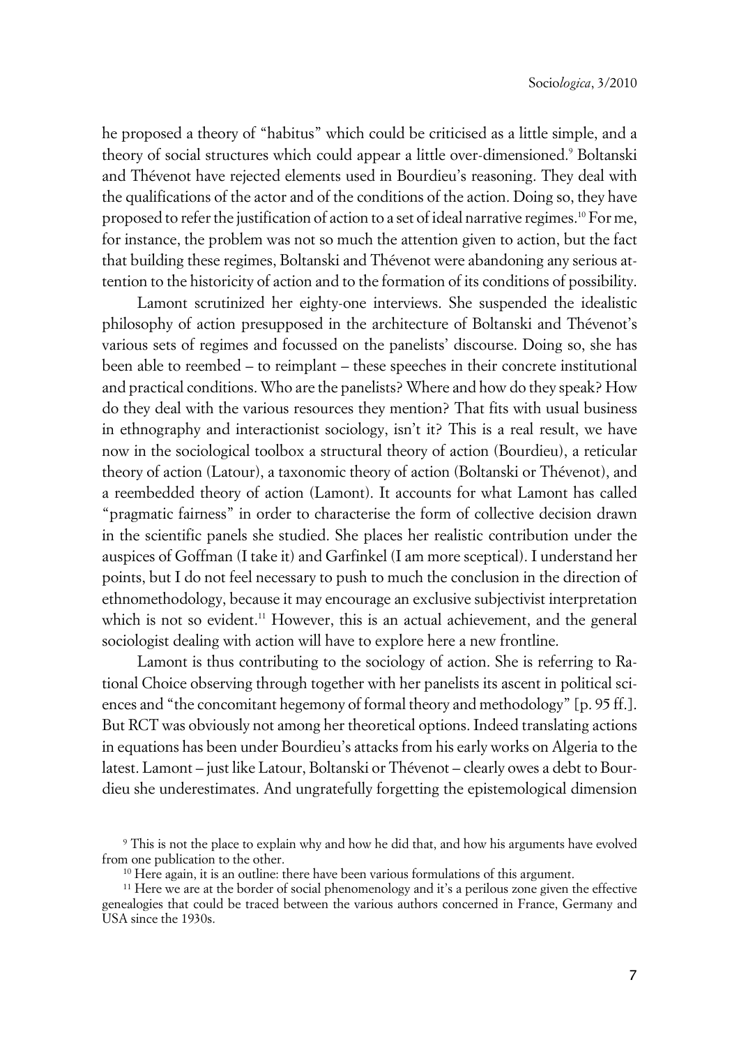he proposed a theory of "habitus" which could be criticised as a little simple, and a theory of social structures which could appear a little over-dimensioned.[9] Boltanski and Thévenot have rejected elements used in Bourdieu's reasoning. They deal with the qualifications of the actor and of the conditions of the action. Doing so, they have proposed to refer the justification of action to a set of ideal narrative regimes.[10] For me, for instance, the problem was not so much the attention given to action, but the fact that building these regimes, Boltanski and Thévenot were abandoning any serious attention to the historicity of action and to the formation of its conditions of possibility.

Lamont scrutinized her eighty-one interviews. She suspended the idealistic philosophy of action presupposed in the architecture of Boltanski and Thévenot's various sets of regimes and focussed on the panelists' discourse. Doing so, she has been able to reembed – to reimplant – these speeches in their concrete institutional and practical conditions. Who are the panelists? Where and how do they speak? How do they deal with the various resources they mention? That fits with usual business in ethnography and interactionist sociology, isn't it? This is a real result, we have now in the sociological toolbox a structural theory of action (Bourdieu), a reticular theory of action (Latour), a taxonomic theory of action (Boltanski or Thévenot), and a reembedded theory of action (Lamont). It accounts for what Lamont has called "pragmatic fairness" in order to characterise the form of collective decision drawn in the scientific panels she studied. She places her realistic contribution under the auspices of Goffman (I take it) and Garfinkel (I am more sceptical). I understand her points, but I do not feel necessary to push to much the conclusion in the direction of ethnomethodology, because it may encourage an exclusive subjectivist interpretation which is not so evident.[11] However, this is an actual achievement, and the general sociologist dealing with action will have to explore here a new frontline.

Lamont is thus contributing to the sociology of action. She is referring to Rational Choice observing through together with her panelists its ascent in political sciences and "the concomitant hegemony of formal theory and methodology" [p. 95 ff.]. But RCT was obviously not among her theoretical options. Indeed translating actions in equations has been under Bourdieu's attacks from his early works on Algeria to the latest. Lamont – just like Latour, Boltanski or Thévenot – clearly owes a debt to Bourdieu she underestimates. And ungratefully forgetting the epistemological dimension

[9] This is not the place to explain why and how he did that, and how his arguments have evolved from one publication to the other.

[10] Here again, it is an outline: there have been various formulations of this argument.

[11] Here we are at the border of social phenomenology and it's a perilous zone given the effective genealogies that could be traced between the various authors concerned in France, Germany and USA since the 1930s.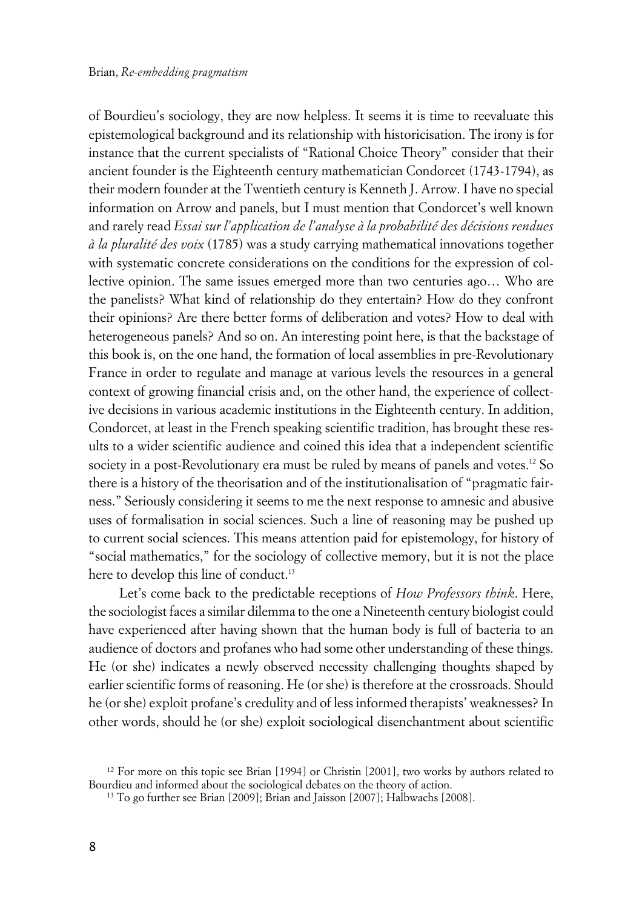of Bourdieu's sociology, they are now helpless. It seems it is time to reevaluate this epistemological background and its relationship with historicisation. The irony is for instance that the current specialists of "Rational Choice Theory" consider that their ancient founder is the Eighteenth century mathematician Condorcet (1743-1794), as their modern founder at the Twentieth century is Kenneth J. Arrow. I have no special information on Arrow and panels, but I must mention that Condorcet's well known and rarely read *Essai sur l'application de l'analyse à la probabilité des décisions rendues à la pluralité des voix* (1785) was a study carrying mathematical innovations together with systematic concrete considerations on the conditions for the expression of collective opinion. The same issues emerged more than two centuries ago… Who are the panelists? What kind of relationship do they entertain? How do they confront their opinions? Are there better forms of deliberation and votes? How to deal with heterogeneous panels? And so on. An interesting point here, is that the backstage of this book is, on the one hand, the formation of local assemblies in pre-Revolutionary France in order to regulate and manage at various levels the resources in a general context of growing financial crisis and, on the other hand, the experience of collective decisions in various academic institutions in the Eighteenth century. In addition, Condorcet, at least in the French speaking scientific tradition, has brought these results to a wider scientific audience and coined this idea that a independent scientific society in a post-Revolutionary era must be ruled by means of panels and votes.[12] So there is a history of the theorisation and of the institutionalisation of "pragmatic fairness." Seriously considering it seems to me the next response to amnesic and abusive uses of formalisation in social sciences. Such a line of reasoning may be pushed up to current social sciences. This means attention paid for epistemology, for history of "social mathematics," for the sociology of collective memory, but it is not the place here to develop this line of conduct.[13]

Let's come back to the predictable receptions of *How Professors think*. Here, the sociologist faces a similar dilemma to the one a Nineteenth century biologist could have experienced after having shown that the human body is full of bacteria to an audience of doctors and profanes who had some other understanding of these things. He (or she) indicates a newly observed necessity challenging thoughts shaped by earlier scientific forms of reasoning. He (or she) is therefore at the crossroads. Should he (or she) exploit profane's credulity and of less informed therapists' weaknesses? In other words, should he (or she) exploit sociological disenchantment about scientific

[12] For more on this topic see Brian [1994] or Christin [2001], two works by authors related to Bourdieu and informed about the sociological debates on the theory of action.

[13] To go further see Brian [2009]; Brian and Jaisson [2007]; Halbwachs [2008].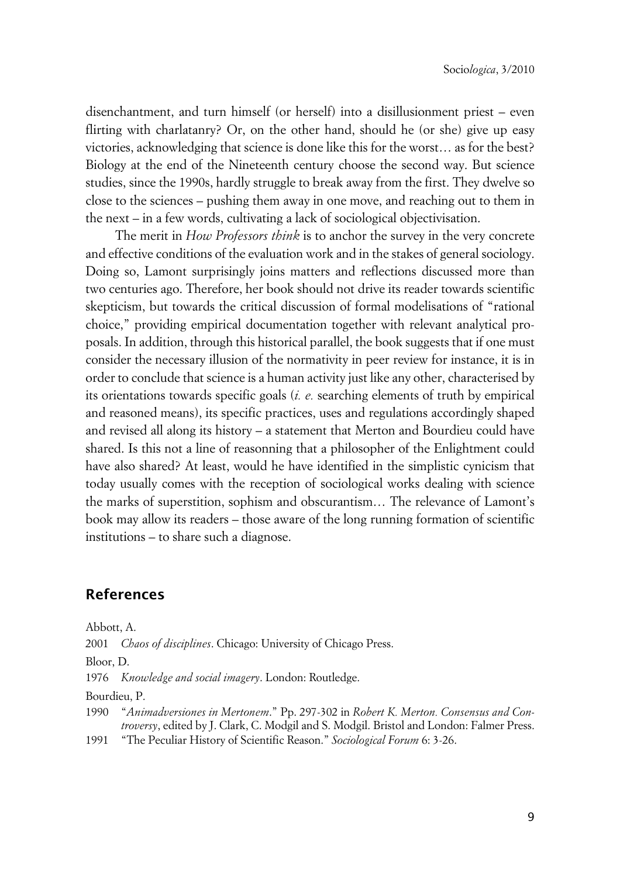disenchantment, and turn himself (or herself) into a disillusionment priest – even flirting with charlatanry? Or, on the other hand, should he (or she) give up easy victories, acknowledging that science is done like this for the worst… as for the best? Biology at the end of the Nineteenth century choose the second way. But science studies, since the 1990s, hardly struggle to break away from the first. They dwelve so close to the sciences – pushing them away in one move, and reaching out to them in the next – in a few words, cultivating a lack of sociological objectivisation.

The merit in *How Professors think* is to anchor the survey in the very concrete and effective conditions of the evaluation work and in the stakes of general sociology. Doing so, Lamont surprisingly joins matters and reflections discussed more than two centuries ago. Therefore, her book should not drive its reader towards scientific skepticism, but towards the critical discussion of formal modelisations of "rational choice," providing empirical documentation together with relevant analytical proposals. In addition, through this historical parallel, the book suggests that if one must consider the necessary illusion of the normativity in peer review for instance, it is in order to conclude that science is a human activity just like any other, characterised by its orientations towards specific goals (*i. e.* searching elements of truth by empirical and reasoned means), its specific practices, uses and regulations accordingly shaped and revised all along its history – a statement that Merton and Bourdieu could have shared. Is this not a line of reasonning that a philosopher of the Enlightment could have also shared? At least, would he have identified in the simplistic cynicism that today usually comes with the reception of sociological works dealing with science the marks of superstition, sophism and obscurantism… The relevance of Lamont's book may allow its readers – those aware of the long running formation of scientific institutions – to share such a diagnose.

## References

Abbott, A.

2001 *Chaos of disciplines*. Chicago: University of Chicago Press.

Bloor, D.

1976 *Knowledge and social imagery*. London: Routledge.

Bourdieu, P.

1990 "*Animadversiones in Mertonem*." Pp. 297-302 in *Robert K. Merton. Consensus and Controversy*, edited by J. Clark, C. Modgil and S. Modgil. Bristol and London: Falmer Press.

1991 "The Peculiar History of Scientific Reason." *Sociological Forum* 6: 3-26.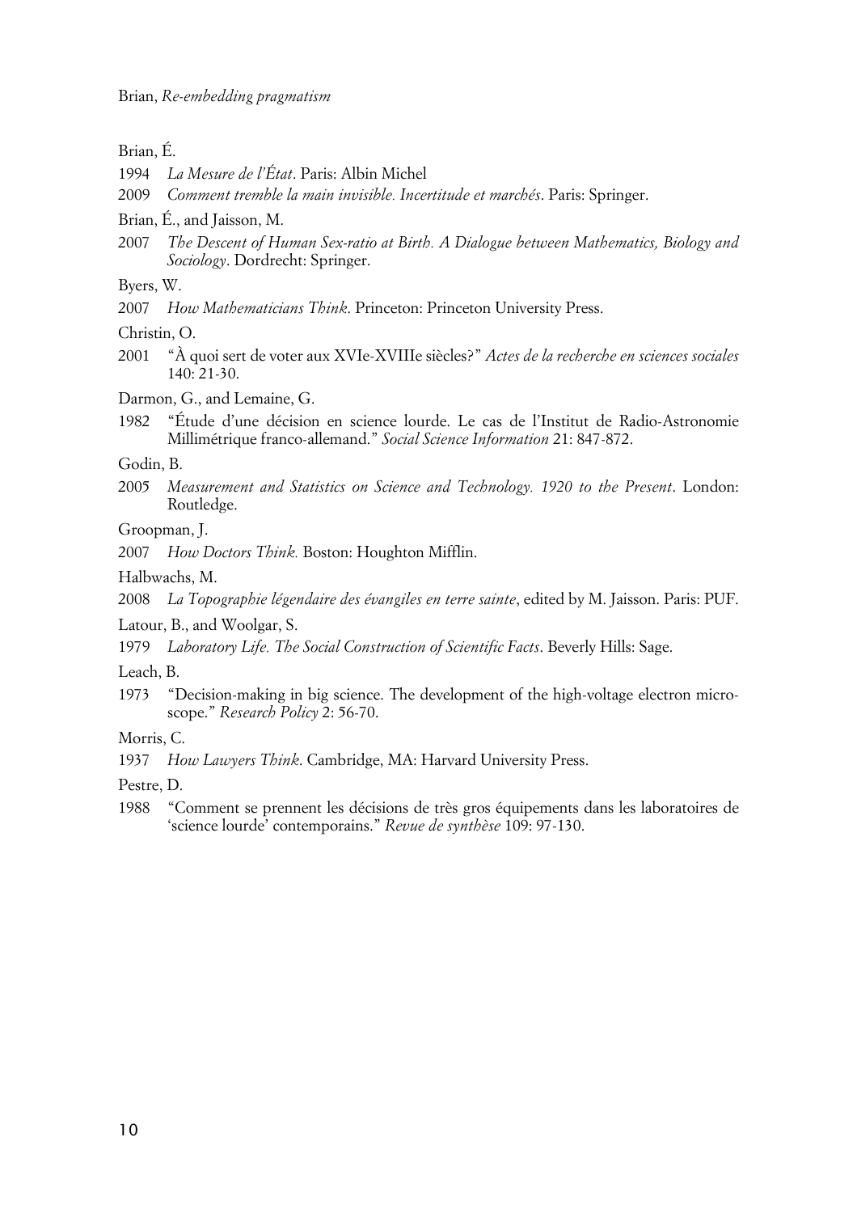Brian, É.

1994 *La Mesure de l'État*. Paris: Albin Michel

2009 *Comment tremble la main invisible. Incertitude et marchés*. Paris: Springer.

Brian, É., and Jaisson, M.

2007 *The Descent of Human Sex-ratio at Birth. A Dialogue between Mathematics, Biology and Sociology*. Dordrecht: Springer.

Byers, W.

2007 *How Mathematicians Think*. Princeton: Princeton University Press.

Christin, O.

2001 "À quoi sert de voter aux XVIe-XVIIIe siècles?" *Actes de la recherche en sciences sociales* 140: 21-30.

Darmon, G., and Lemaine, G.

1982 "Étude d'une décision en science lourde. Le cas de l'Institut de Radio-Astronomie Millimétrique franco-allemand." *Social Science Information* 21: 847-872.

Godin, B.

2005 *Measurement and Statistics on Science and Technology. 1920 to the Present*. London: Routledge.

Groopman, J.

2007 *How Doctors Think.* Boston: Houghton Mifflin.

Halbwachs, M.

2008 *La Topographie légendaire des évangiles en terre sainte*, edited by M. Jaisson. Paris: PUF.

Latour, B., and Woolgar, S.

1979 *Laboratory Life. The Social Construction of Scientific Facts*. Beverly Hills: Sage.

Leach, B.

1973 "Decision-making in big science. The development of the high-voltage electron microscope." *Research Policy* 2: 56-70.

Morris, C.

1937 *How Lawyers Think*. Cambridge, MA: Harvard University Press.

Pestre, D.

1988 "Comment se prennent les décisions de très gros équipements dans les laboratoires de 'science lourde' contemporains." *Revue de synthèse* 109: 97-130.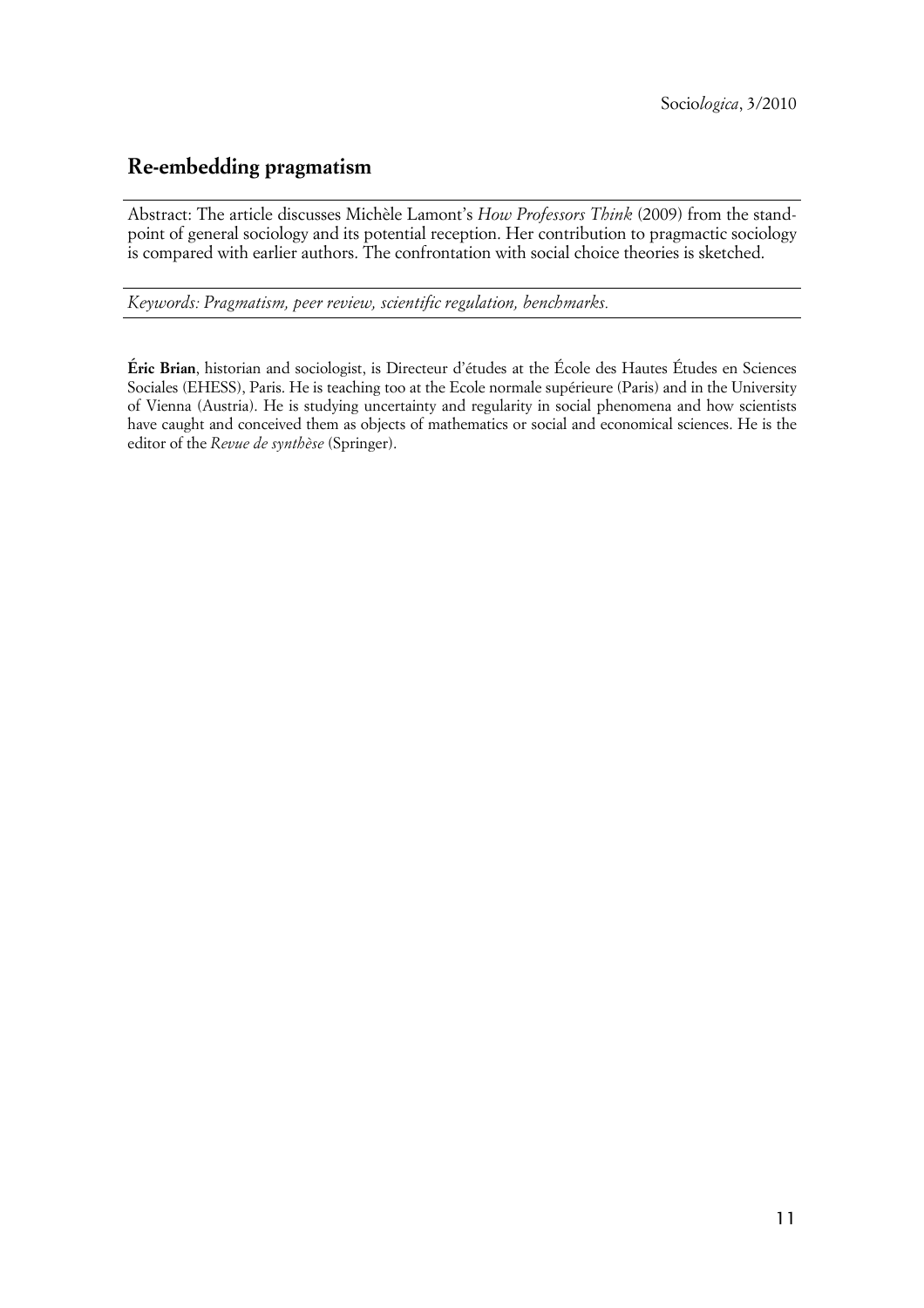## Re-embedding pragmatism

Abstract: The article discusses Michèle Lamont's *How Professors Think* (2009) from the standpoint of general sociology and its potential reception. Her contribution to pragmactic sociology is compared with earlier authors. The confrontation with social choice theories is sketched.

*Keywords: Pragmatism, peer review, scientific regulation, benchmarks.*

**Éric Brian**, historian and sociologist, is Directeur d'études at the École des Hautes Études en Sciences Sociales (EHESS), Paris. He is teaching too at the Ecole normale supérieure (Paris) and in the University of Vienna (Austria). He is studying uncertainty and regularity in social phenomena and how scientists have caught and conceived them as objects of mathematics or social and economical sciences. He is the editor of the *Revue de synthèse* (Springer).